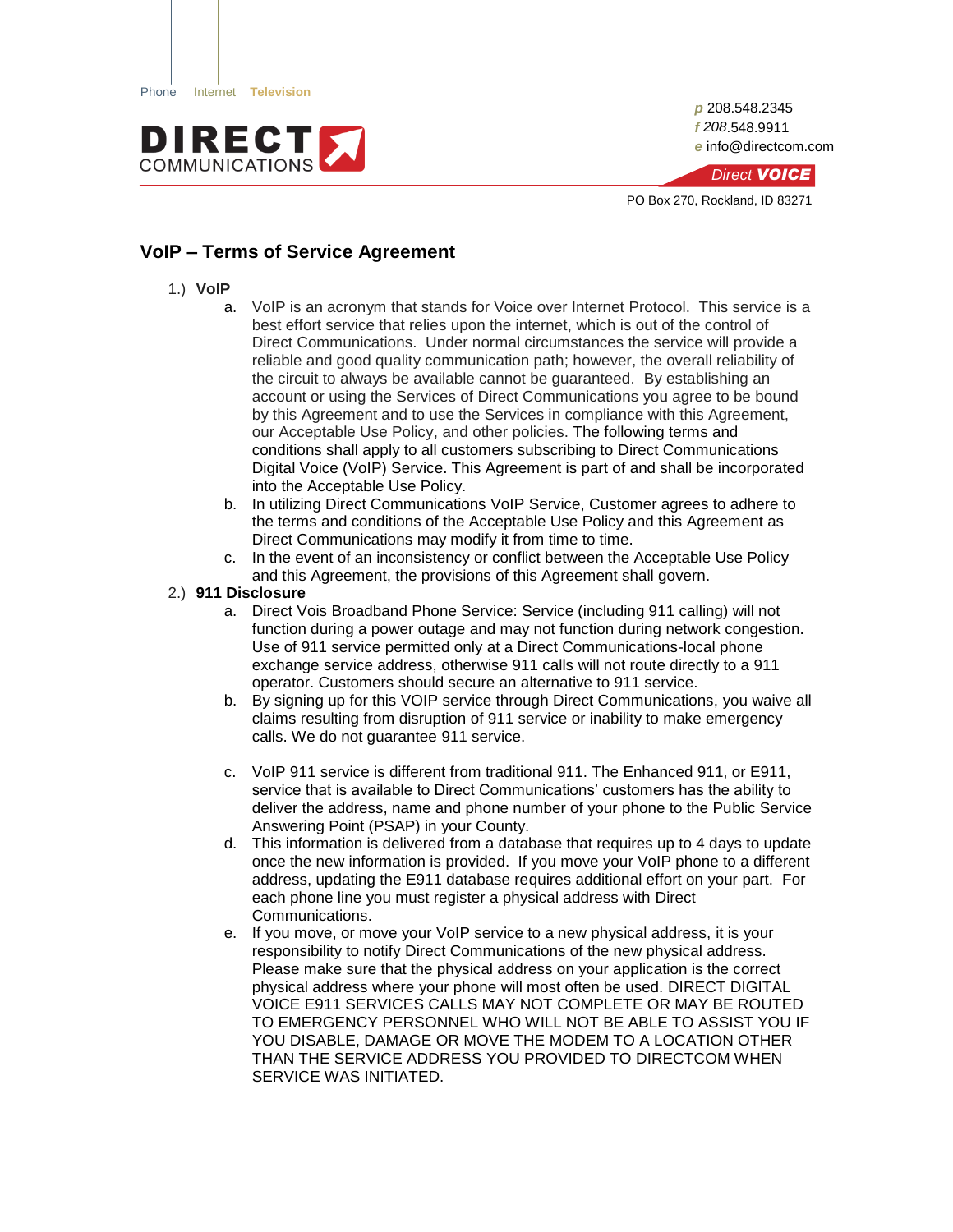Phone Internet Television

**DIRECT** COMMUNICATIONS

p 208.548.2345
f 208.548.9911
e info@directcom.com

*Direct* **VOICE**

PO Box 270, Rockland, ID 83271

## VoIP – Terms of Service Agreement

1.) **VoIP**
   a. VoIP is an acronym that stands for Voice over Internet Protocol. This service is a best effort service that relies upon the internet, which is out of the control of Direct Communications. Under normal circumstances the service will provide a reliable and good quality communication path; however, the overall reliability of the circuit to always be available cannot be guaranteed. By establishing an account or using the Services of Direct Communications you agree to be bound by this Agreement and to use the Services in compliance with this Agreement, our Acceptable Use Policy, and other policies. The following terms and conditions shall apply to all customers subscribing to Direct Communications Digital Voice (VoIP) Service. This Agreement is part of and shall be incorporated into the Acceptable Use Policy.
   b. In utilizing Direct Communications VoIP Service, Customer agrees to adhere to the terms and conditions of the Acceptable Use Policy and this Agreement as Direct Communications may modify it from time to time.
   c. In the event of an inconsistency or conflict between the Acceptable Use Policy and this Agreement, the provisions of this Agreement shall govern.

2.) **911 Disclosure**
   a. Direct Vois Broadband Phone Service: Service (including 911 calling) will not function during a power outage and may not function during network congestion. Use of 911 service permitted only at a Direct Communications-local phone exchange service address, otherwise 911 calls will not route directly to a 911 operator. Customers should secure an alternative to 911 service.
   b. By signing up for this VOIP service through Direct Communications, you waive all claims resulting from disruption of 911 service or inability to make emergency calls. We do not guarantee 911 service.
   c. VoIP 911 service is different from traditional 911. The Enhanced 911, or E911, service that is available to Direct Communications' customers has the ability to deliver the address, name and phone number of your phone to the Public Service Answering Point (PSAP) in your County.
   d. This information is delivered from a database that requires up to 4 days to update once the new information is provided. If you move your VoIP phone to a different address, updating the E911 database requires additional effort on your part. For each phone line you must register a physical address with Direct Communications.
   e. If you move, or move your VoIP service to a new physical address, it is your responsibility to notify Direct Communications of the new physical address. Please make sure that the physical address on your application is the correct physical address where your phone will most often be used. DIRECT DIGITAL VOICE E911 SERVICES CALLS MAY NOT COMPLETE OR MAY BE ROUTED TO EMERGENCY PERSONNEL WHO WILL NOT BE ABLE TO ASSIST YOU IF YOU DISABLE, DAMAGE OR MOVE THE MODEM TO A LOCATION OTHER THAN THE SERVICE ADDRESS YOU PROVIDED TO DIRECTCOM WHEN SERVICE WAS INITIATED.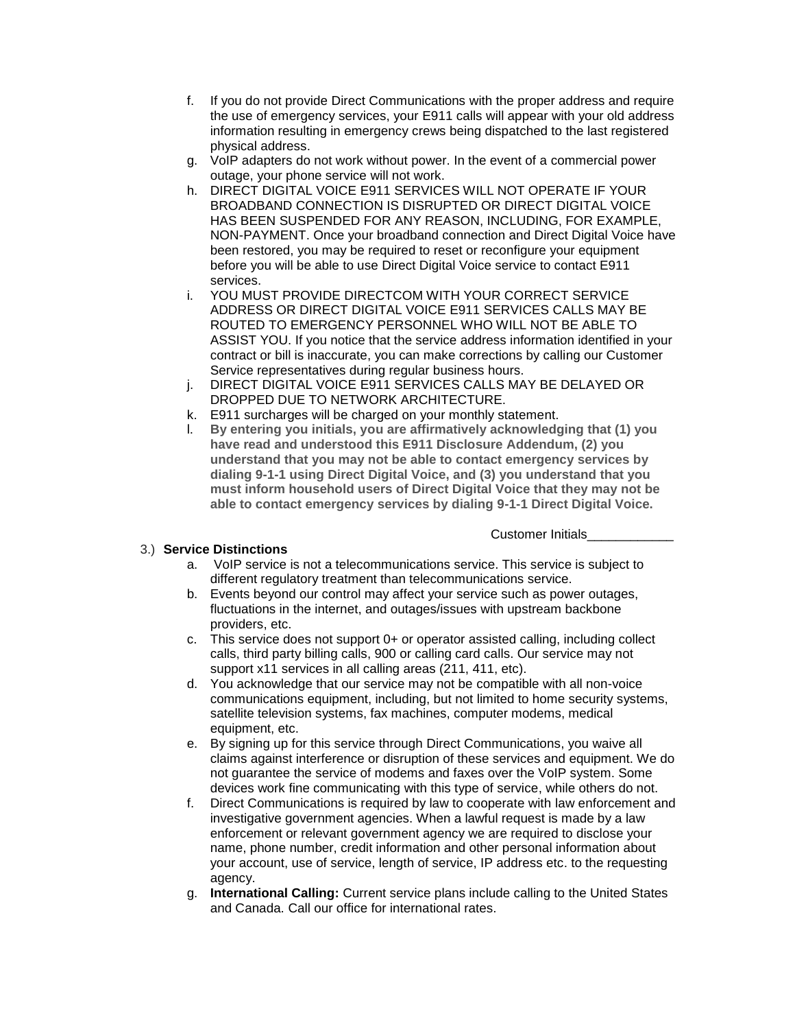f. If you do not provide Direct Communications with the proper address and require the use of emergency services, your E911 calls will appear with your old address information resulting in emergency crews being dispatched to the last registered physical address.

g. VoIP adapters do not work without power. In the event of a commercial power outage, your phone service will not work.

h. DIRECT DIGITAL VOICE E911 SERVICES WILL NOT OPERATE IF YOUR BROADBAND CONNECTION IS DISRUPTED OR DIRECT DIGITAL VOICE HAS BEEN SUSPENDED FOR ANY REASON, INCLUDING, FOR EXAMPLE, NON-PAYMENT. Once your broadband connection and Direct Digital Voice have been restored, you may be required to reset or reconfigure your equipment before you will be able to use Direct Digital Voice service to contact E911 services.

i. YOU MUST PROVIDE DIRECTCOM WITH YOUR CORRECT SERVICE ADDRESS OR DIRECT DIGITAL VOICE E911 SERVICES CALLS MAY BE ROUTED TO EMERGENCY PERSONNEL WHO WILL NOT BE ABLE TO ASSIST YOU. If you notice that the service address information identified in your contract or bill is inaccurate, you can make corrections by calling our Customer Service representatives during regular business hours.

j. DIRECT DIGITAL VOICE E911 SERVICES CALLS MAY BE DELAYED OR DROPPED DUE TO NETWORK ARCHITECTURE.

k. E911 surcharges will be charged on your monthly statement.

l. **By entering you initials, you are affirmatively acknowledging that (1) you have read and understood this E911 Disclosure Addendum, (2) you understand that you may not be able to contact emergency services by dialing 9-1-1 using Direct Digital Voice, and (3) you understand that you must inform household users of Direct Digital Voice that they may not be able to contact emergency services by dialing 9-1-1 Direct Digital Voice.**

Customer Initials____________

3.) **Service Distinctions**

a. VoIP service is not a telecommunications service. This service is subject to different regulatory treatment than telecommunications service.

b. Events beyond our control may affect your service such as power outages, fluctuations in the internet, and outages/issues with upstream backbone providers, etc.

c. This service does not support 0+ or operator assisted calling, including collect calls, third party billing calls, 900 or calling card calls. Our service may not support x11 services in all calling areas (211, 411, etc).

d. You acknowledge that our service may not be compatible with all non-voice communications equipment, including, but not limited to home security systems, satellite television systems, fax machines, computer modems, medical equipment, etc.

e. By signing up for this service through Direct Communications, you waive all claims against interference or disruption of these services and equipment. We do not guarantee the service of modems and faxes over the VoIP system. Some devices work fine communicating with this type of service, while others do not.

f. Direct Communications is required by law to cooperate with law enforcement and investigative government agencies. When a lawful request is made by a law enforcement or relevant government agency we are required to disclose your name, phone number, credit information and other personal information about your account, use of service, length of service, IP address etc. to the requesting agency.

g. **International Calling:** Current service plans include calling to the United States and Canada. Call our office for international rates.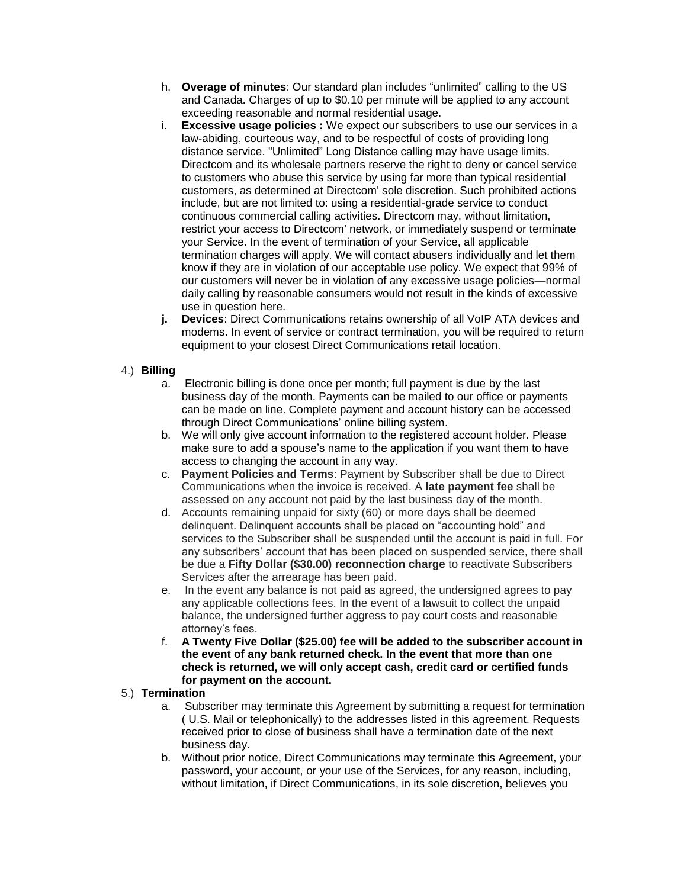h. **Overage of minutes**: Our standard plan includes "unlimited" calling to the US and Canada. Charges of up to $0.10 per minute will be applied to any account exceeding reasonable and normal residential usage.

i. **Excessive usage policies :** We expect our subscribers to use our services in a law-abiding, courteous way, and to be respectful of costs of providing long distance service. "Unlimited" Long Distance calling may have usage limits. Directcom and its wholesale partners reserve the right to deny or cancel service to customers who abuse this service by using far more than typical residential customers, as determined at Directcom' sole discretion. Such prohibited actions include, but are not limited to: using a residential-grade service to conduct continuous commercial calling activities. Directcom may, without limitation, restrict your access to Directcom' network, or immediately suspend or terminate your Service. In the event of termination of your Service, all applicable termination charges will apply. We will contact abusers individually and let them know if they are in violation of our acceptable use policy. We expect that 99% of our customers will never be in violation of any excessive usage policies—normal daily calling by reasonable consumers would not result in the kinds of excessive use in question here.

**j. Devices**: Direct Communications retains ownership of all VoIP ATA devices and modems. In event of service or contract termination, you will be required to return equipment to your closest Direct Communications retail location.

4.) **Billing**

a. Electronic billing is done once per month; full payment is due by the last business day of the month. Payments can be mailed to our office or payments can be made on line. Complete payment and account history can be accessed through Direct Communications' online billing system.

b. We will only give account information to the registered account holder. Please make sure to add a spouse's name to the application if you want them to have access to changing the account in any way.

c. **Payment Policies and Terms**: Payment by Subscriber shall be due to Direct Communications when the invoice is received. A **late payment fee** shall be assessed on any account not paid by the last business day of the month.

d. Accounts remaining unpaid for sixty (60) or more days shall be deemed delinquent. Delinquent accounts shall be placed on "accounting hold" and services to the Subscriber shall be suspended until the account is paid in full. For any subscribers' account that has been placed on suspended service, there shall be due a **Fifty Dollar ($30.00) reconnection charge** to reactivate Subscribers Services after the arrearage has been paid.

e. In the event any balance is not paid as agreed, the undersigned agrees to pay any applicable collections fees. In the event of a lawsuit to collect the unpaid balance, the undersigned further aggress to pay court costs and reasonable attorney's fees.

f. **A Twenty Five Dollar ($25.00) fee will be added to the subscriber account in the event of any bank returned check. In the event that more than one check is returned, we will only accept cash, credit card or certified funds for payment on the account.**

5.) **Termination**

a. Subscriber may terminate this Agreement by submitting a request for termination ( U.S. Mail or telephonically) to the addresses listed in this agreement. Requests received prior to close of business shall have a termination date of the next business day.

b. Without prior notice, Direct Communications may terminate this Agreement, your password, your account, or your use of the Services, for any reason, including, without limitation, if Direct Communications, in its sole discretion, believes you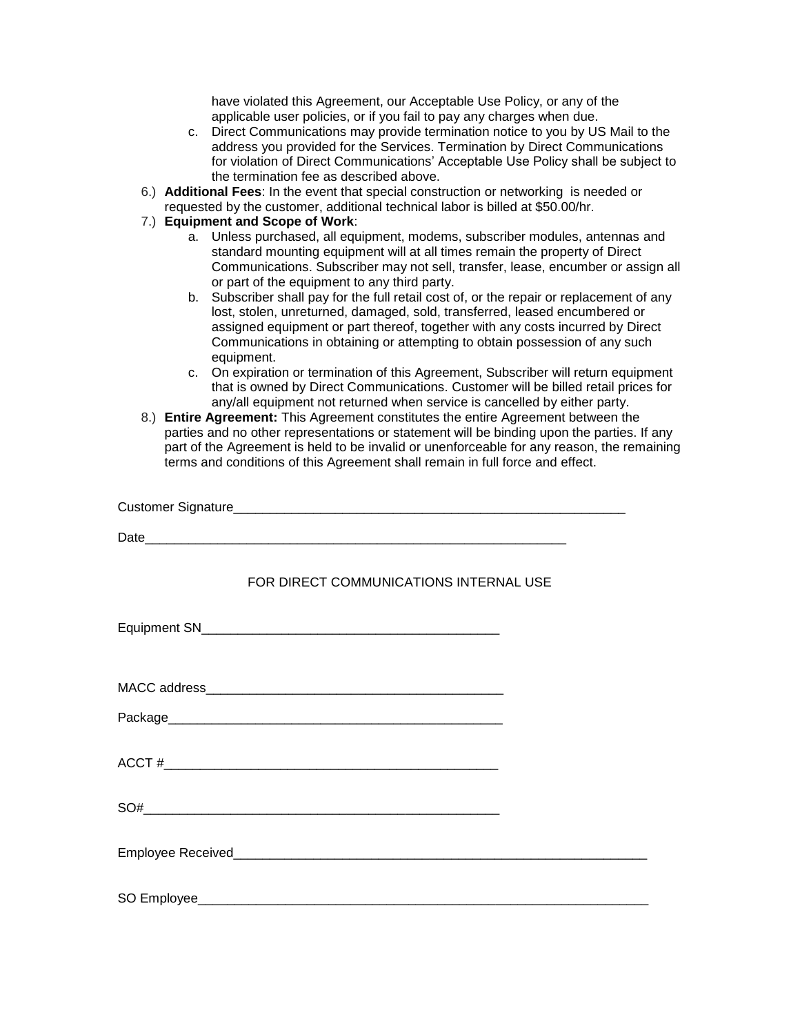have violated this Agreement, our Acceptable Use Policy, or any of the applicable user policies, or if you fail to pay any charges when due.

   c. Direct Communications may provide termination notice to you by US Mail to the address you provided for the Services. Termination by Direct Communications for violation of Direct Communications' Acceptable Use Policy shall be subject to the termination fee as described above.

6.) **Additional Fees**: In the event that special construction or networking is needed or requested by the customer, additional technical labor is billed at $50.00/hr.

7.) **Equipment and Scope of Work**:
   a. Unless purchased, all equipment, modems, subscriber modules, antennas and standard mounting equipment will at all times remain the property of Direct Communications. Subscriber may not sell, transfer, lease, encumber or assign all or part of the equipment to any third party.
   b. Subscriber shall pay for the full retail cost of, or the repair or replacement of any lost, stolen, unreturned, damaged, sold, transferred, leased encumbered or assigned equipment or part thereof, together with any costs incurred by Direct Communications in obtaining or attempting to obtain possession of any such equipment.
   c. On expiration or termination of this Agreement, Subscriber will return equipment that is owned by Direct Communications. Customer will be billed retail prices for any/all equipment not returned when service is cancelled by either party.

8.) **Entire Agreement:** This Agreement constitutes the entire Agreement between the parties and no other representations or statement will be binding upon the parties. If any part of the Agreement is held to be invalid or unenforceable for any reason, the remaining terms and conditions of this Agreement shall remain in full force and effect.

Customer Signature_______________________________________________________

Date_____________________________________________________________

FOR DIRECT COMMUNICATIONS INTERNAL USE

Equipment SN__________________________________________

MACC address_________________________________________

Package______________________________________________

ACCT #_______________________________________________

SO#_________________________________________________

Employee Received________________________________________________________

SO Employee______________________________________________________________